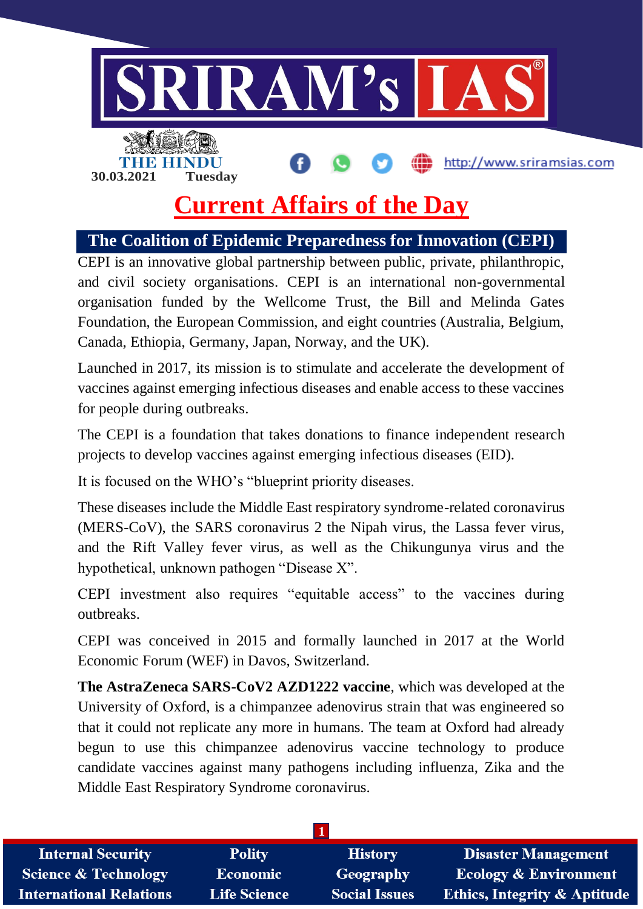30.03.2021 Tuesday

# Current Affairs of the Day

## The Coalition of Epidemic Preparedness for Innovation (CEPI)

CEPI is an innovative global partnership between public, private, philanthropic, and civil society organisations. CEPI is an international non-governmental organisation funded by the Wellcome Trust, the Bill and Melinda Gates Foundation, the European Commission, and eight countries (Australia, Belgium, Canada, Ethiopia, Germany, Japan, Norway, and the UK).

Launched in 2017, its mission is to stimulate and accelerate the development of vaccines against emerging infectious diseases and enable access to these vaccines for people during outbreaks.

The CEPI is a foundation that takes donations to finance independent research projects to develop vaccines against emerging infectious diseases (EID).

It is focused on the WHO's "blueprint priority diseases.

These diseases include the Middle East respiratory syndrome-related coronavirus (MERS-CoV), the SARS coronavirus 2 the Nipah virus, the Lassa fever virus, and the Rift Valley fever virus, as well as the Chikungunya virus and the hypothetical, unknown pathogen "Disease X".

CEPI investment also requires "equitable access" to the vaccines during outbreaks.

CEPI was conceived in 2015 and formally launched in 2017 at the World Economic Forum (WEF) in Davos, Switzerland.

**The AstraZeneca SARS-CoV2 AZD1222 vaccine**, which was developed at the University of Oxford, is a chimpanzee adenovirus strain that was engineered so that it could not replicate any more in humans. The team at Oxford had already begun to use this chimpanzee adenovirus vaccine technology to produce candidate vaccines against many pathogens including influenza, Zika and the Middle East Respiratory Syndrome coronavirus.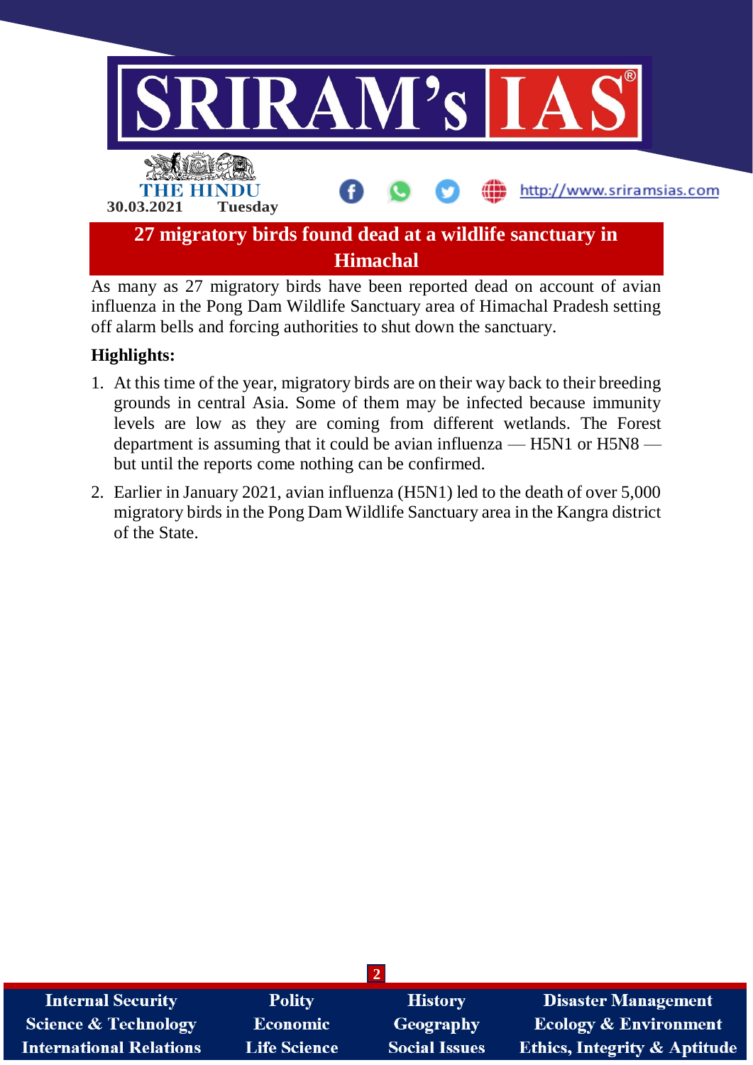# 27 migratory birds found dead at a wildlife sanctuary in Himachal

As many as 27 migratory birds have been reported dead on account of avian influenza in the Pong Dam Wildlife Sanctuary area of Himachal Pradesh setting off alarm bells and forcing authorities to shut down the sanctuary.

**Highlights:**

1. At this time of the year, migratory birds are on their way back to their breeding grounds in central Asia. Some of them may be infected because immunity levels are low as they are coming from different wetlands. The Forest department is assuming that it could be avian influenza — H5N1 or H5N8 — but until the reports come nothing can be confirmed.
2. Earlier in January 2021, avian influenza (H5N1) led to the death of over 5,000 migratory birds in the Pong Dam Wildlife Sanctuary area in the Kangra district of the State.